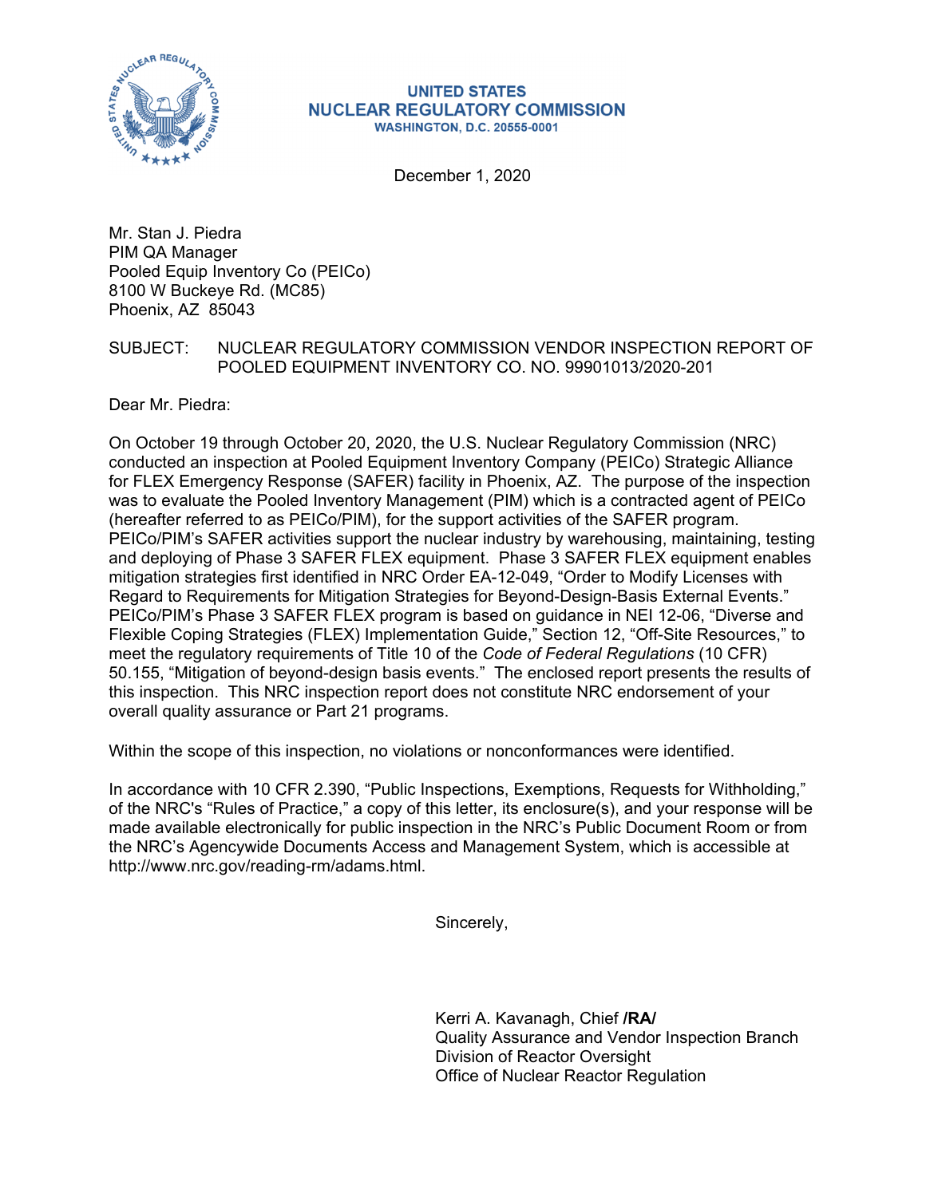**UNITED STATES**
**NUCLEAR REGULATORY COMMISSION**
**WASHINGTON, D.C. 20555-0001**

December 1, 2020

Mr. Stan J. Piedra
PIM QA Manager
Pooled Equip Inventory Co (PEICo)
8100 W Buckeye Rd. (MC85)
Phoenix, AZ 85043

SUBJECT: NUCLEAR REGULATORY COMMISSION VENDOR INSPECTION REPORT OF POOLED EQUIPMENT INVENTORY CO. NO. 99901013/2020-201

Dear Mr. Piedra:

On October 19 through October 20, 2020, the U.S. Nuclear Regulatory Commission (NRC) conducted an inspection at Pooled Equipment Inventory Company (PEICo) Strategic Alliance for FLEX Emergency Response (SAFER) facility in Phoenix, AZ. The purpose of the inspection was to evaluate the Pooled Inventory Management (PIM) which is a contracted agent of PEICo (hereafter referred to as PEICo/PIM), for the support activities of the SAFER program. PEICo/PIM's SAFER activities support the nuclear industry by warehousing, maintaining, testing and deploying of Phase 3 SAFER FLEX equipment. Phase 3 SAFER FLEX equipment enables mitigation strategies first identified in NRC Order EA-12-049, "Order to Modify Licenses with Regard to Requirements for Mitigation Strategies for Beyond-Design-Basis External Events." PEICo/PIM's Phase 3 SAFER FLEX program is based on guidance in NEI 12-06, "Diverse and Flexible Coping Strategies (FLEX) Implementation Guide," Section 12, "Off-Site Resources," to meet the regulatory requirements of Title 10 of the *Code of Federal Regulations* (10 CFR) 50.155, "Mitigation of beyond-design basis events." The enclosed report presents the results of this inspection. This NRC inspection report does not constitute NRC endorsement of your overall quality assurance or Part 21 programs.

Within the scope of this inspection, no violations or nonconformances were identified.

In accordance with 10 CFR 2.390, "Public Inspections, Exemptions, Requests for Withholding," of the NRC's "Rules of Practice," a copy of this letter, its enclosure(s), and your response will be made available electronically for public inspection in the NRC's Public Document Room or from the NRC's Agencywide Documents Access and Management System, which is accessible at http://www.nrc.gov/reading-rm/adams.html.

Sincerely,

Kerri A. Kavanagh, Chief **/RA/**
Quality Assurance and Vendor Inspection Branch
Division of Reactor Oversight
Office of Nuclear Reactor Regulation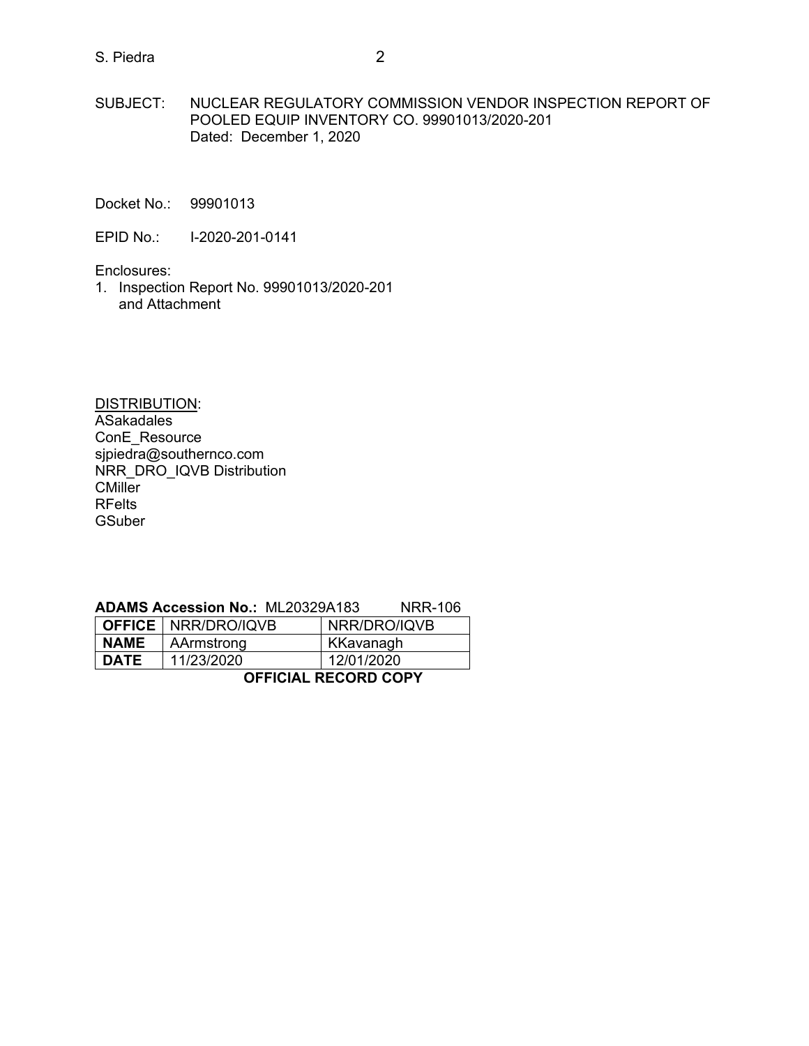SUBJECT: NUCLEAR REGULATORY COMMISSION VENDOR INSPECTION REPORT OF POOLED EQUIP INVENTORY CO. 99901013/2020-201
Dated: December 1, 2020

Docket No.: 99901013

EPID No.: I-2020-201-0141

Enclosures:
1. Inspection Report No. 99901013/2020-201 and Attachment

DISTRIBUTION:
ASakadales
ConE_Resource
sjpiedra@southernco.com
NRR_DRO_IQVB Distribution
CMiller
RFelts
GSuber

**ADAMS Accession No.:** ML20329A183 NRR-106

| **OFFICE** | NRR/DRO/IQVB | NRR/DRO/IQVB |
|---|---|---|
| **NAME** | AArmstrong | KKavanagh |
| **DATE** | 11/23/2020 | 12/01/2020 |

**OFFICIAL RECORD COPY**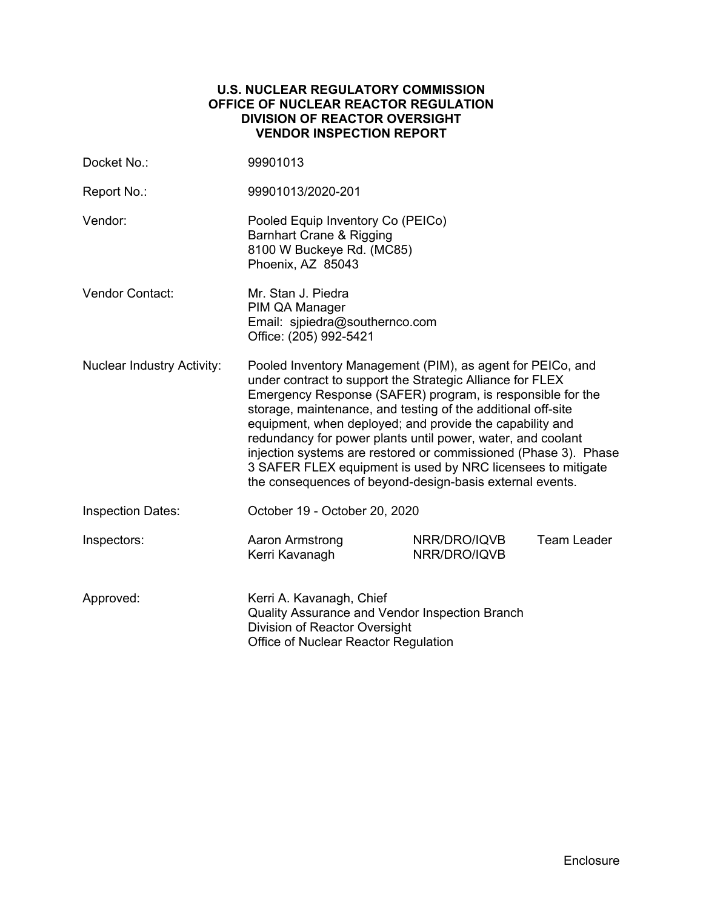**U.S. NUCLEAR REGULATORY COMMISSION**
**OFFICE OF NUCLEAR REACTOR REGULATION**
**DIVISION OF REACTOR OVERSIGHT**
**VENDOR INSPECTION REPORT**

| | | | |
|---|---|---|---|
| Docket No.: | 99901013 | | |
| Report No.: | 99901013/2020-201 | | |
| Vendor: | Pooled Equip Inventory Co (PEICo)<br>Barnhart Crane & Rigging<br>8100 W Buckeye Rd. (MC85)<br>Phoenix, AZ 85043 | | |
| Vendor Contact: | Mr. Stan J. Piedra<br>PIM QA Manager<br>Email: sjpiedra@southernco.com<br>Office: (205) 992-5421 | | |
| Nuclear Industry Activity: | Pooled Inventory Management (PIM), as agent for PEICo, and under contract to support the Strategic Alliance for FLEX Emergency Response (SAFER) program, is responsible for the storage, maintenance, and testing of the additional off-site equipment, when deployed; and provide the capability and redundancy for power plants until power, water, and coolant injection systems are restored or commissioned (Phase 3). Phase 3 SAFER FLEX equipment is used by NRC licensees to mitigate the consequences of beyond-design-basis external events. | | |
| Inspection Dates: | October 19 - October 20, 2020 | | |
| Inspectors: | Aaron Armstrong | NRR/DRO/IQVB | Team Leader |
| | Kerri Kavanagh | NRR/DRO/IQVB | |
| Approved: | Kerri A. Kavanagh, Chief<br>Quality Assurance and Vendor Inspection Branch<br>Division of Reactor Oversight<br>Office of Nuclear Reactor Regulation | | |

Enclosure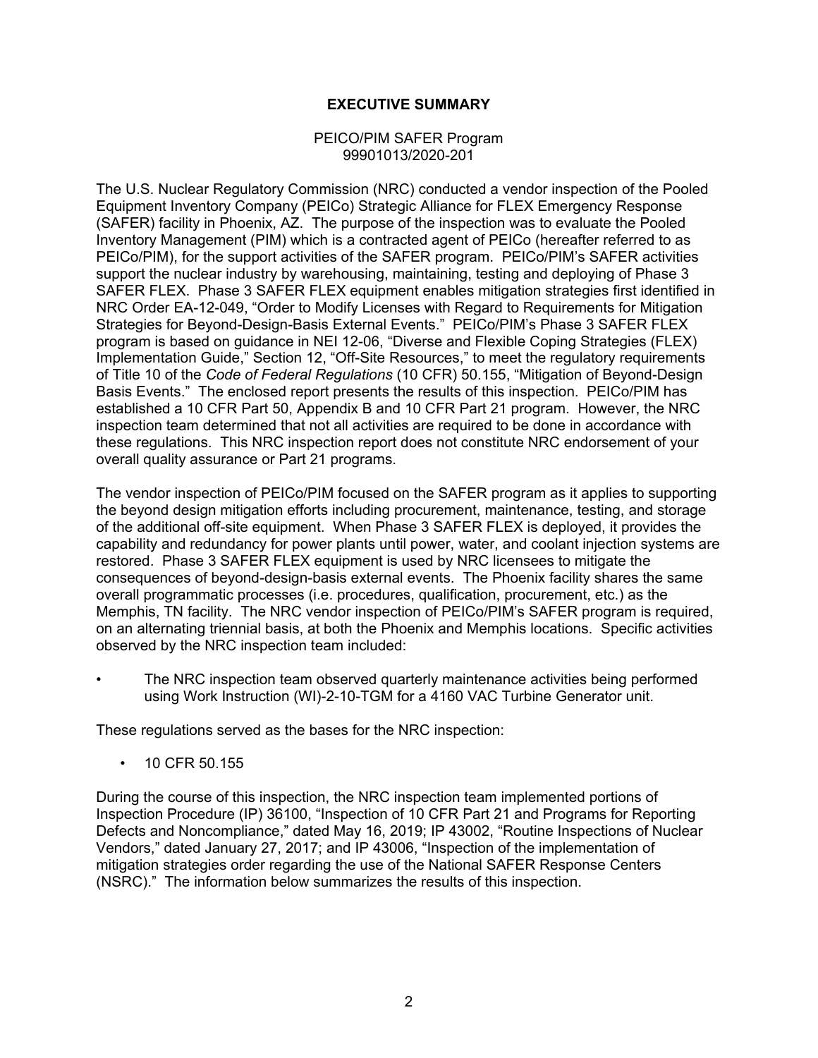# EXECUTIVE SUMMARY

PEICO/PIM SAFER Program
99901013/2020-201

The U.S. Nuclear Regulatory Commission (NRC) conducted a vendor inspection of the Pooled Equipment Inventory Company (PEICo) Strategic Alliance for FLEX Emergency Response (SAFER) facility in Phoenix, AZ. The purpose of the inspection was to evaluate the Pooled Inventory Management (PIM) which is a contracted agent of PEICo (hereafter referred to as PEICo/PIM), for the support activities of the SAFER program. PEICo/PIM's SAFER activities support the nuclear industry by warehousing, maintaining, testing and deploying of Phase 3 SAFER FLEX. Phase 3 SAFER FLEX equipment enables mitigation strategies first identified in NRC Order EA-12-049, "Order to Modify Licenses with Regard to Requirements for Mitigation Strategies for Beyond-Design-Basis External Events." PEICo/PIM's Phase 3 SAFER FLEX program is based on guidance in NEI 12-06, "Diverse and Flexible Coping Strategies (FLEX) Implementation Guide," Section 12, "Off-Site Resources," to meet the regulatory requirements of Title 10 of the *Code of Federal Regulations* (10 CFR) 50.155, "Mitigation of Beyond-Design Basis Events." The enclosed report presents the results of this inspection. PEICo/PIM has established a 10 CFR Part 50, Appendix B and 10 CFR Part 21 program. However, the NRC inspection team determined that not all activities are required to be done in accordance with these regulations. This NRC inspection report does not constitute NRC endorsement of your overall quality assurance or Part 21 programs.

The vendor inspection of PEICo/PIM focused on the SAFER program as it applies to supporting the beyond design mitigation efforts including procurement, maintenance, testing, and storage of the additional off-site equipment. When Phase 3 SAFER FLEX is deployed, it provides the capability and redundancy for power plants until power, water, and coolant injection systems are restored. Phase 3 SAFER FLEX equipment is used by NRC licensees to mitigate the consequences of beyond-design-basis external events. The Phoenix facility shares the same overall programmatic processes (i.e. procedures, qualification, procurement, etc.) as the Memphis, TN facility. The NRC vendor inspection of PEICo/PIM's SAFER program is required, on an alternating triennial basis, at both the Phoenix and Memphis locations. Specific activities observed by the NRC inspection team included:

- The NRC inspection team observed quarterly maintenance activities being performed using Work Instruction (WI)-2-10-TGM for a 4160 VAC Turbine Generator unit.

These regulations served as the bases for the NRC inspection:

- 10 CFR 50.155

During the course of this inspection, the NRC inspection team implemented portions of Inspection Procedure (IP) 36100, "Inspection of 10 CFR Part 21 and Programs for Reporting Defects and Noncompliance," dated May 16, 2019; IP 43002, "Routine Inspections of Nuclear Vendors," dated January 27, 2017; and IP 43006, "Inspection of the implementation of mitigation strategies order regarding the use of the National SAFER Response Centers (NSRC)." The information below summarizes the results of this inspection.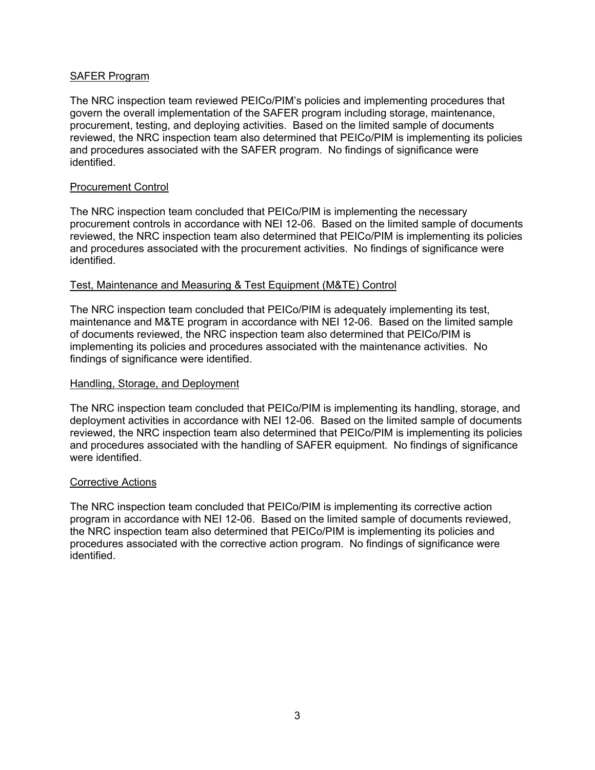SAFER Program

The NRC inspection team reviewed PEICo/PIM's policies and implementing procedures that govern the overall implementation of the SAFER program including storage, maintenance, procurement, testing, and deploying activities. Based on the limited sample of documents reviewed, the NRC inspection team also determined that PEICo/PIM is implementing its policies and procedures associated with the SAFER program. No findings of significance were identified.

Procurement Control

The NRC inspection team concluded that PEICo/PIM is implementing the necessary procurement controls in accordance with NEI 12-06. Based on the limited sample of documents reviewed, the NRC inspection team also determined that PEICo/PIM is implementing its policies and procedures associated with the procurement activities. No findings of significance were identified.

Test, Maintenance and Measuring & Test Equipment (M&TE) Control

The NRC inspection team concluded that PEICo/PIM is adequately implementing its test, maintenance and M&TE program in accordance with NEI 12-06. Based on the limited sample of documents reviewed, the NRC inspection team also determined that PEICo/PIM is implementing its policies and procedures associated with the maintenance activities. No findings of significance were identified.

Handling, Storage, and Deployment

The NRC inspection team concluded that PEICo/PIM is implementing its handling, storage, and deployment activities in accordance with NEI 12-06. Based on the limited sample of documents reviewed, the NRC inspection team also determined that PEICo/PIM is implementing its policies and procedures associated with the handling of SAFER equipment. No findings of significance were identified.

Corrective Actions

The NRC inspection team concluded that PEICo/PIM is implementing its corrective action program in accordance with NEI 12-06. Based on the limited sample of documents reviewed, the NRC inspection team also determined that PEICo/PIM is implementing its policies and procedures associated with the corrective action program. No findings of significance were identified.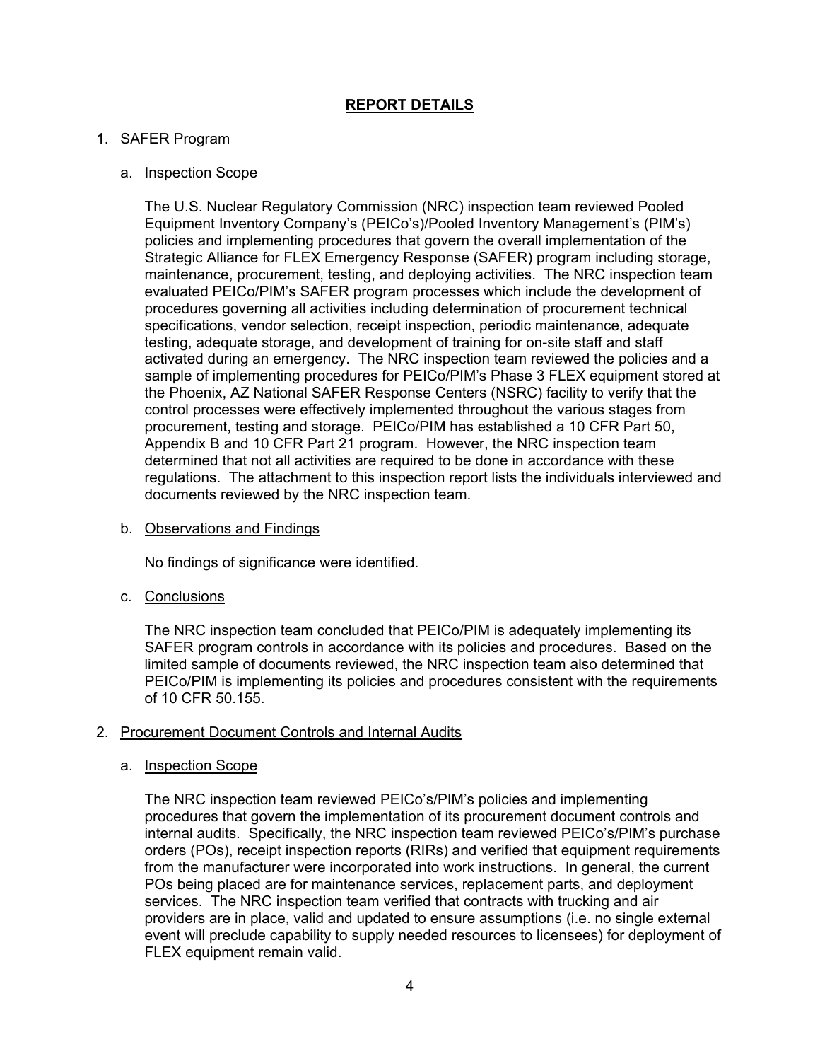# REPORT DETAILS

1. SAFER Program

   a. Inspection Scope

   The U.S. Nuclear Regulatory Commission (NRC) inspection team reviewed Pooled Equipment Inventory Company's (PEICo's)/Pooled Inventory Management's (PIM's) policies and implementing procedures that govern the overall implementation of the Strategic Alliance for FLEX Emergency Response (SAFER) program including storage, maintenance, procurement, testing, and deploying activities. The NRC inspection team evaluated PEICo/PIM's SAFER program processes which include the development of procedures governing all activities including determination of procurement technical specifications, vendor selection, receipt inspection, periodic maintenance, adequate testing, adequate storage, and development of training for on-site staff and staff activated during an emergency. The NRC inspection team reviewed the policies and a sample of implementing procedures for PEICo/PIM's Phase 3 FLEX equipment stored at the Phoenix, AZ National SAFER Response Centers (NSRC) facility to verify that the control processes were effectively implemented throughout the various stages from procurement, testing and storage. PEICo/PIM has established a 10 CFR Part 50, Appendix B and 10 CFR Part 21 program. However, the NRC inspection team determined that not all activities are required to be done in accordance with these regulations. The attachment to this inspection report lists the individuals interviewed and documents reviewed by the NRC inspection team.

   b. Observations and Findings

   No findings of significance were identified.

   c. Conclusions

   The NRC inspection team concluded that PEICo/PIM is adequately implementing its SAFER program controls in accordance with its policies and procedures. Based on the limited sample of documents reviewed, the NRC inspection team also determined that PEICo/PIM is implementing its policies and procedures consistent with the requirements of 10 CFR 50.155.

2. Procurement Document Controls and Internal Audits

   a. Inspection Scope

   The NRC inspection team reviewed PEICo's/PIM's policies and implementing procedures that govern the implementation of its procurement document controls and internal audits. Specifically, the NRC inspection team reviewed PEICo's/PIM's purchase orders (POs), receipt inspection reports (RIRs) and verified that equipment requirements from the manufacturer were incorporated into work instructions. In general, the current POs being placed are for maintenance services, replacement parts, and deployment services. The NRC inspection team verified that contracts with trucking and air providers are in place, valid and updated to ensure assumptions (i.e. no single external event will preclude capability to supply needed resources to licensees) for deployment of FLEX equipment remain valid.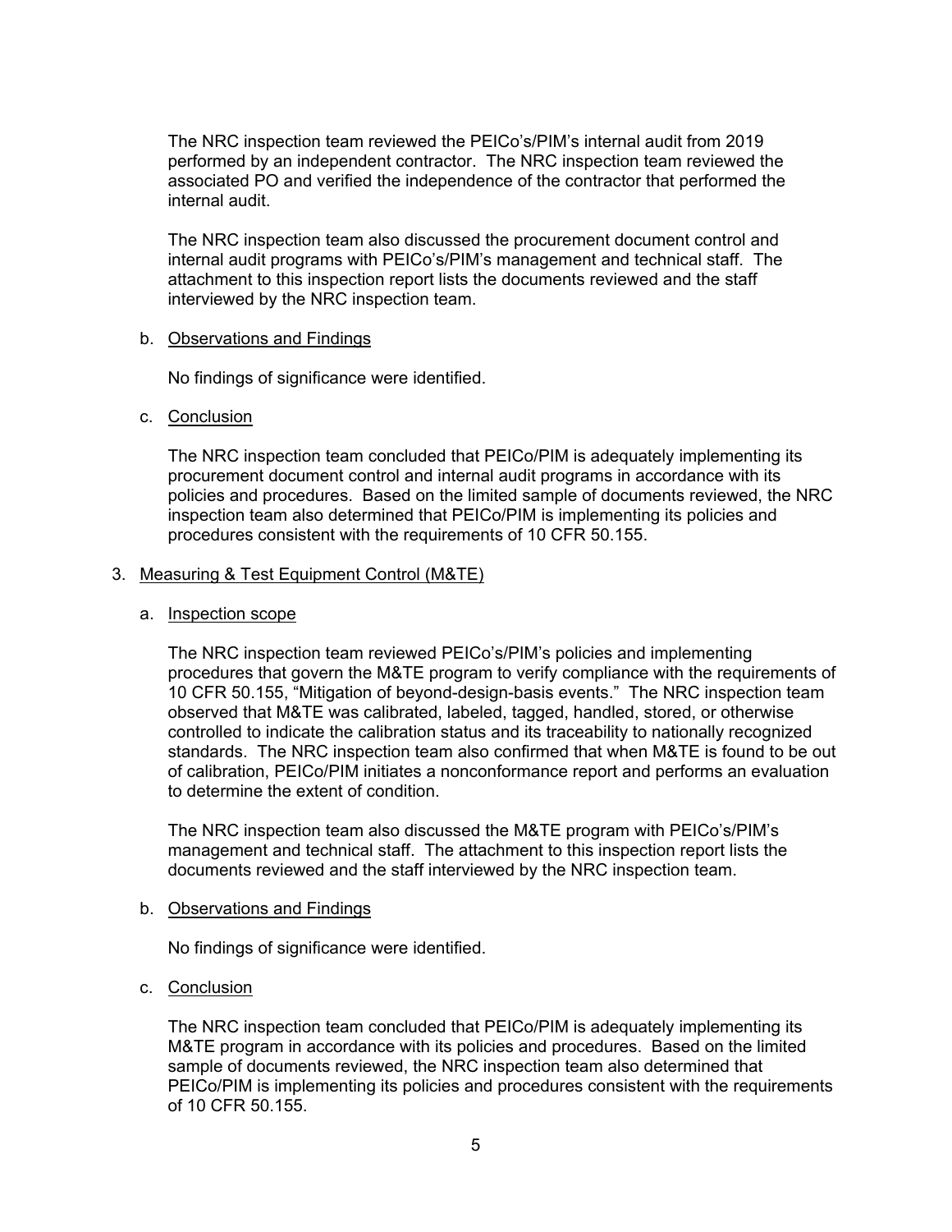The NRC inspection team reviewed the PEICo's/PIM's internal audit from 2019 performed by an independent contractor. The NRC inspection team reviewed the associated PO and verified the independence of the contractor that performed the internal audit.

The NRC inspection team also discussed the procurement document control and internal audit programs with PEICo's/PIM's management and technical staff. The attachment to this inspection report lists the documents reviewed and the staff interviewed by the NRC inspection team.

b. Observations and Findings

No findings of significance were identified.

c. Conclusion

The NRC inspection team concluded that PEICo/PIM is adequately implementing its procurement document control and internal audit programs in accordance with its policies and procedures. Based on the limited sample of documents reviewed, the NRC inspection team also determined that PEICo/PIM is implementing its policies and procedures consistent with the requirements of 10 CFR 50.155.

## 3. Measuring & Test Equipment Control (M&TE)

a. Inspection scope

The NRC inspection team reviewed PEICo's/PIM's policies and implementing procedures that govern the M&TE program to verify compliance with the requirements of 10 CFR 50.155, "Mitigation of beyond-design-basis events." The NRC inspection team observed that M&TE was calibrated, labeled, tagged, handled, stored, or otherwise controlled to indicate the calibration status and its traceability to nationally recognized standards. The NRC inspection team also confirmed that when M&TE is found to be out of calibration, PEICo/PIM initiates a nonconformance report and performs an evaluation to determine the extent of condition.

The NRC inspection team also discussed the M&TE program with PEICo's/PIM's management and technical staff. The attachment to this inspection report lists the documents reviewed and the staff interviewed by the NRC inspection team.

b. Observations and Findings

No findings of significance were identified.

c. Conclusion

The NRC inspection team concluded that PEICo/PIM is adequately implementing its M&TE program in accordance with its policies and procedures. Based on the limited sample of documents reviewed, the NRC inspection team also determined that PEICo/PIM is implementing its policies and procedures consistent with the requirements of 10 CFR 50.155.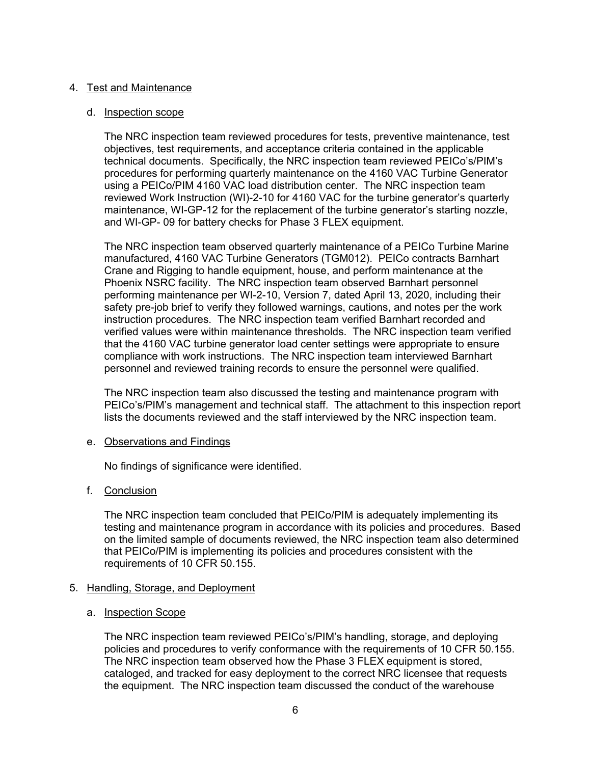## 4. Test and Maintenance

### d. Inspection scope

The NRC inspection team reviewed procedures for tests, preventive maintenance, test objectives, test requirements, and acceptance criteria contained in the applicable technical documents. Specifically, the NRC inspection team reviewed PEICo's/PIM's procedures for performing quarterly maintenance on the 4160 VAC Turbine Generator using a PEICo/PIM 4160 VAC load distribution center. The NRC inspection team reviewed Work Instruction (WI)-2-10 for 4160 VAC for the turbine generator's quarterly maintenance, WI-GP-12 for the replacement of the turbine generator's starting nozzle, and WI-GP- 09 for battery checks for Phase 3 FLEX equipment.

The NRC inspection team observed quarterly maintenance of a PEICo Turbine Marine manufactured, 4160 VAC Turbine Generators (TGM012). PEICo contracts Barnhart Crane and Rigging to handle equipment, house, and perform maintenance at the Phoenix NSRC facility. The NRC inspection team observed Barnhart personnel performing maintenance per WI-2-10, Version 7, dated April 13, 2020, including their safety pre-job brief to verify they followed warnings, cautions, and notes per the work instruction procedures. The NRC inspection team verified Barnhart recorded and verified values were within maintenance thresholds. The NRC inspection team verified that the 4160 VAC turbine generator load center settings were appropriate to ensure compliance with work instructions. The NRC inspection team interviewed Barnhart personnel and reviewed training records to ensure the personnel were qualified.

The NRC inspection team also discussed the testing and maintenance program with PEICo's/PIM's management and technical staff. The attachment to this inspection report lists the documents reviewed and the staff interviewed by the NRC inspection team.

### e. Observations and Findings

No findings of significance were identified.

### f. Conclusion

The NRC inspection team concluded that PEICo/PIM is adequately implementing its testing and maintenance program in accordance with its policies and procedures. Based on the limited sample of documents reviewed, the NRC inspection team also determined that PEICo/PIM is implementing its policies and procedures consistent with the requirements of 10 CFR 50.155.

## 5. Handling, Storage, and Deployment

### a. Inspection Scope

The NRC inspection team reviewed PEICo's/PIM's handling, storage, and deploying policies and procedures to verify conformance with the requirements of 10 CFR 50.155. The NRC inspection team observed how the Phase 3 FLEX equipment is stored, cataloged, and tracked for easy deployment to the correct NRC licensee that requests the equipment. The NRC inspection team discussed the conduct of the warehouse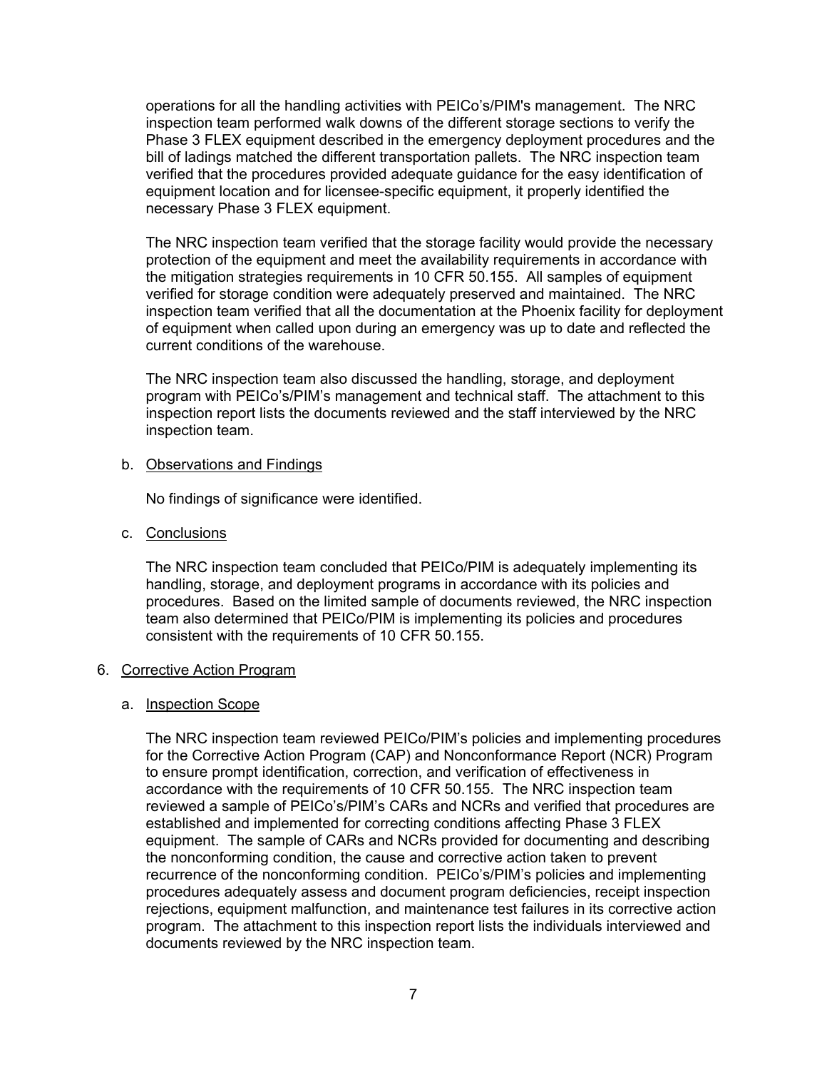operations for all the handling activities with PEICo's/PIM's management. The NRC inspection team performed walk downs of the different storage sections to verify the Phase 3 FLEX equipment described in the emergency deployment procedures and the bill of ladings matched the different transportation pallets. The NRC inspection team verified that the procedures provided adequate guidance for the easy identification of equipment location and for licensee-specific equipment, it properly identified the necessary Phase 3 FLEX equipment.

The NRC inspection team verified that the storage facility would provide the necessary protection of the equipment and meet the availability requirements in accordance with the mitigation strategies requirements in 10 CFR 50.155. All samples of equipment verified for storage condition were adequately preserved and maintained. The NRC inspection team verified that all the documentation at the Phoenix facility for deployment of equipment when called upon during an emergency was up to date and reflected the current conditions of the warehouse.

The NRC inspection team also discussed the handling, storage, and deployment program with PEICo's/PIM's management and technical staff. The attachment to this inspection report lists the documents reviewed and the staff interviewed by the NRC inspection team.

b. Observations and Findings

No findings of significance were identified.

c. Conclusions

The NRC inspection team concluded that PEICo/PIM is adequately implementing its handling, storage, and deployment programs in accordance with its policies and procedures. Based on the limited sample of documents reviewed, the NRC inspection team also determined that PEICo/PIM is implementing its policies and procedures consistent with the requirements of 10 CFR 50.155.

## 6. Corrective Action Program

a. Inspection Scope

The NRC inspection team reviewed PEICo/PIM's policies and implementing procedures for the Corrective Action Program (CAP) and Nonconformance Report (NCR) Program to ensure prompt identification, correction, and verification of effectiveness in accordance with the requirements of 10 CFR 50.155. The NRC inspection team reviewed a sample of PEICo's/PIM's CARs and NCRs and verified that procedures are established and implemented for correcting conditions affecting Phase 3 FLEX equipment. The sample of CARs and NCRs provided for documenting and describing the nonconforming condition, the cause and corrective action taken to prevent recurrence of the nonconforming condition. PEICo's/PIM's policies and implementing procedures adequately assess and document program deficiencies, receipt inspection rejections, equipment malfunction, and maintenance test failures in its corrective action program. The attachment to this inspection report lists the individuals interviewed and documents reviewed by the NRC inspection team.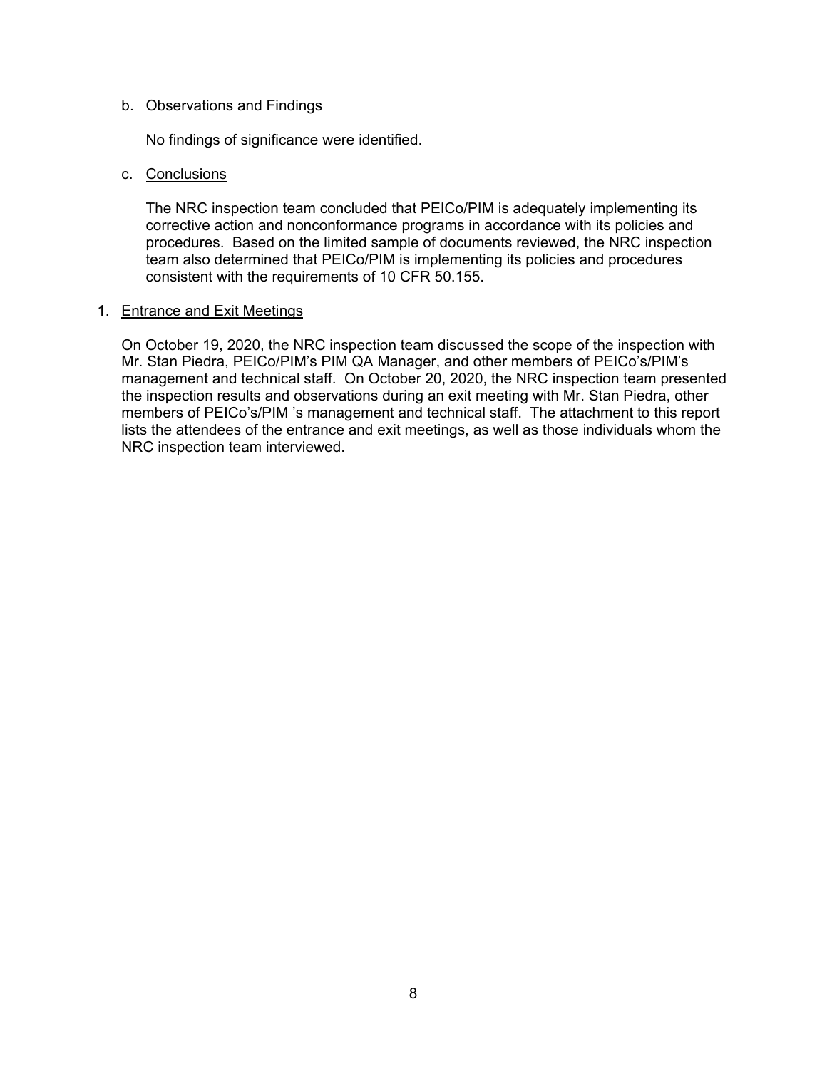b. Observations and Findings

No findings of significance were identified.

c. Conclusions

The NRC inspection team concluded that PEICo/PIM is adequately implementing its corrective action and nonconformance programs in accordance with its policies and procedures. Based on the limited sample of documents reviewed, the NRC inspection team also determined that PEICo/PIM is implementing its policies and procedures consistent with the requirements of 10 CFR 50.155.

1. Entrance and Exit Meetings

On October 19, 2020, the NRC inspection team discussed the scope of the inspection with Mr. Stan Piedra, PEICo/PIM's PIM QA Manager, and other members of PEICo's/PIM's management and technical staff. On October 20, 2020, the NRC inspection team presented the inspection results and observations during an exit meeting with Mr. Stan Piedra, other members of PEICo's/PIM 's management and technical staff. The attachment to this report lists the attendees of the entrance and exit meetings, as well as those individuals whom the NRC inspection team interviewed.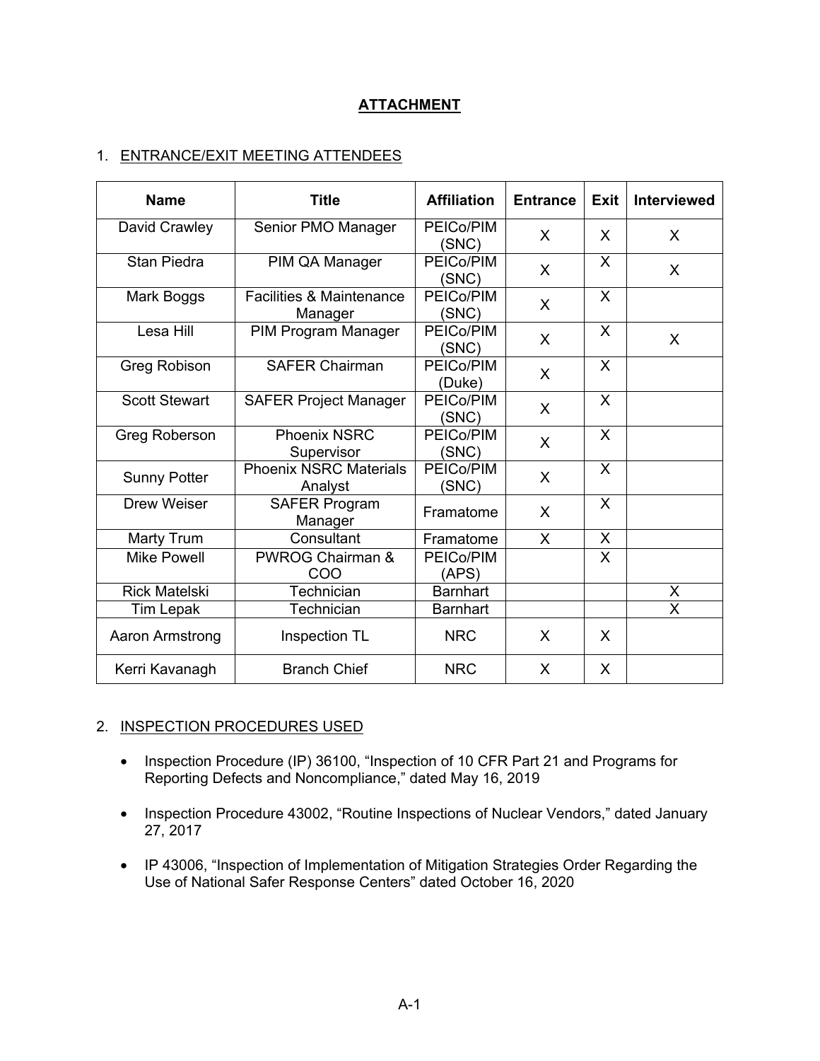## ATTACHMENT

1. ENTRANCE/EXIT MEETING ATTENDEES

| Name | Title | Affiliation | Entrance | Exit | Interviewed |
|---|---|---|---|---|---|
| David Crawley | Senior PMO Manager | PEICo/PIM (SNC) | X | X | X |
| Stan Piedra | PIM QA Manager | PEICo/PIM (SNC) | X | X | X |
| Mark Boggs | Facilities & Maintenance Manager | PEICo/PIM (SNC) | X | X | |
| Lesa Hill | PIM Program Manager | PEICo/PIM (SNC) | X | X | X |
| Greg Robison | SAFER Chairman | PEICo/PIM (Duke) | X | X | |
| Scott Stewart | SAFER Project Manager | PEICo/PIM (SNC) | X | X | |
| Greg Roberson | Phoenix NSRC Supervisor | PEICo/PIM (SNC) | X | X | |
| Sunny Potter | Phoenix NSRC Materials Analyst | PEICo/PIM (SNC) | X | X | |
| Drew Weiser | SAFER Program Manager | Framatome | X | X | |
| Marty Trum | Consultant | Framatome | X | X | |
| Mike Powell | PWROG Chairman & COO | PEICo/PIM (APS) | | X | |
| Rick Matelski | Technician | Barnhart | | | X |
| Tim Lepak | Technician | Barnhart | | | X |
| Aaron Armstrong | Inspection TL | NRC | X | X | |
| Kerri Kavanagh | Branch Chief | NRC | X | X | |

2. INSPECTION PROCEDURES USED

- Inspection Procedure (IP) 36100, "Inspection of 10 CFR Part 21 and Programs for Reporting Defects and Noncompliance," dated May 16, 2019
- Inspection Procedure 43002, "Routine Inspections of Nuclear Vendors," dated January 27, 2017
- IP 43006, "Inspection of Implementation of Mitigation Strategies Order Regarding the Use of National Safer Response Centers" dated October 16, 2020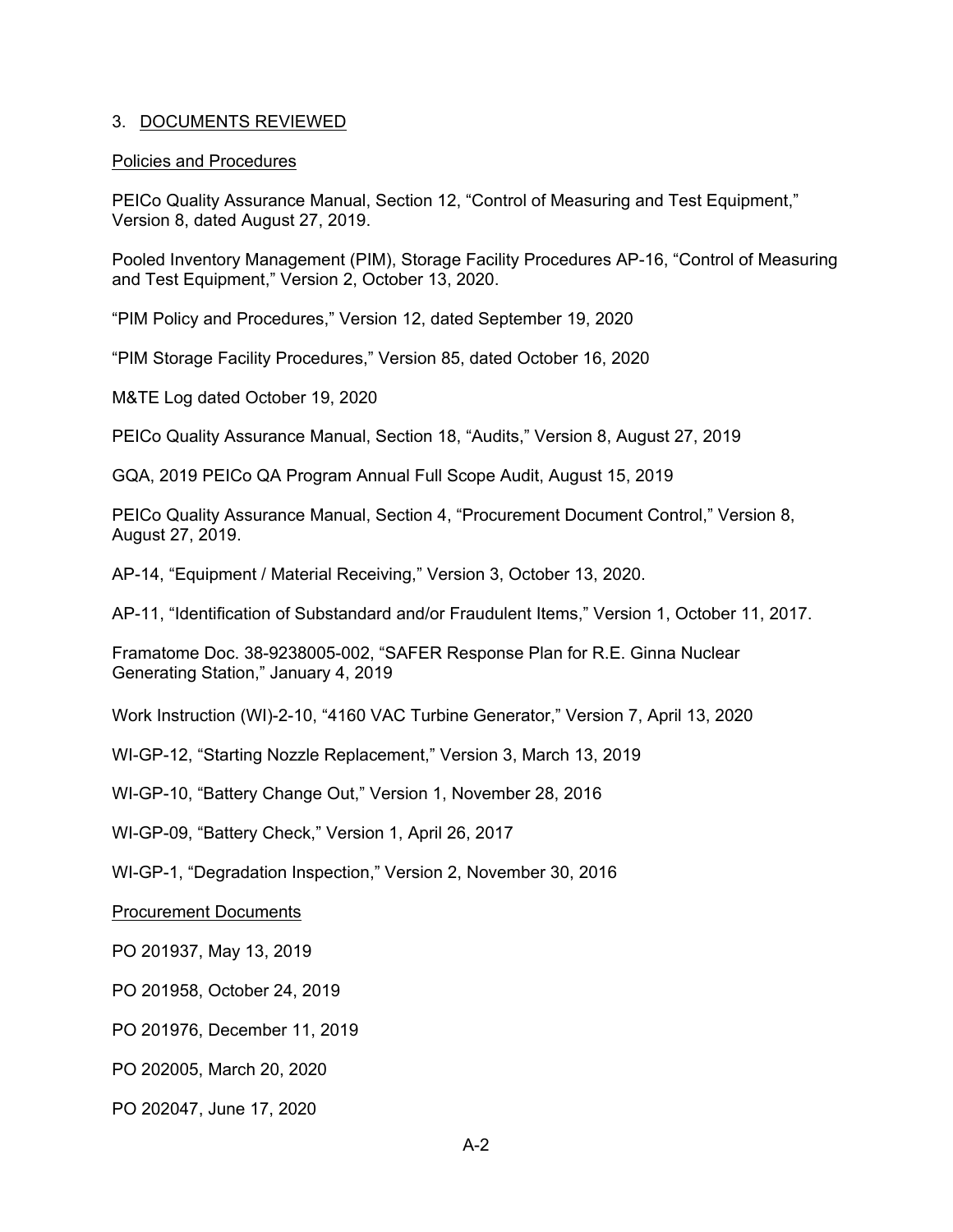## 3. DOCUMENTS REVIEWED

### Policies and Procedures

PEICo Quality Assurance Manual, Section 12, "Control of Measuring and Test Equipment," Version 8, dated August 27, 2019.

Pooled Inventory Management (PIM), Storage Facility Procedures AP-16, "Control of Measuring and Test Equipment," Version 2, October 13, 2020.

"PIM Policy and Procedures," Version 12, dated September 19, 2020

"PIM Storage Facility Procedures," Version 85, dated October 16, 2020

M&TE Log dated October 19, 2020

PEICo Quality Assurance Manual, Section 18, "Audits," Version 8, August 27, 2019

GQA, 2019 PEICo QA Program Annual Full Scope Audit, August 15, 2019

PEICo Quality Assurance Manual, Section 4, "Procurement Document Control," Version 8, August 27, 2019.

AP-14, "Equipment / Material Receiving," Version 3, October 13, 2020.

AP-11, "Identification of Substandard and/or Fraudulent Items," Version 1, October 11, 2017.

Framatome Doc. 38-9238005-002, "SAFER Response Plan for R.E. Ginna Nuclear Generating Station," January 4, 2019

Work Instruction (WI)-2-10, "4160 VAC Turbine Generator," Version 7, April 13, 2020

WI-GP-12, "Starting Nozzle Replacement," Version 3, March 13, 2019

WI-GP-10, "Battery Change Out," Version 1, November 28, 2016

WI-GP-09, "Battery Check," Version 1, April 26, 2017

WI-GP-1, "Degradation Inspection," Version 2, November 30, 2016

### Procurement Documents

PO 201937, May 13, 2019

PO 201958, October 24, 2019

PO 201976, December 11, 2019

PO 202005, March 20, 2020

PO 202047, June 17, 2020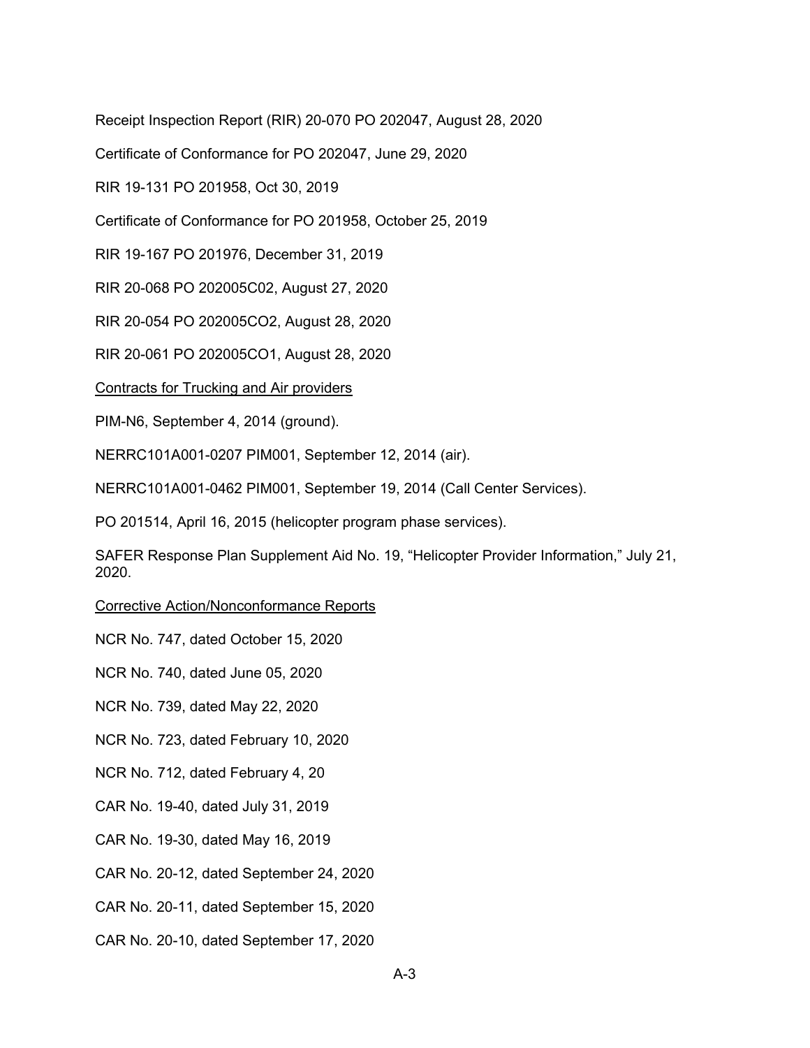Receipt Inspection Report (RIR) 20-070 PO 202047, August 28, 2020

Certificate of Conformance for PO 202047, June 29, 2020

RIR 19-131 PO 201958, Oct 30, 2019

Certificate of Conformance for PO 201958, October 25, 2019

RIR 19-167 PO 201976, December 31, 2019

RIR 20-068 PO 202005C02, August 27, 2020

RIR 20-054 PO 202005CO2, August 28, 2020

RIR 20-061 PO 202005CO1, August 28, 2020

Contracts for Trucking and Air providers

PIM-N6, September 4, 2014 (ground).

NERRC101A001-0207 PIM001, September 12, 2014 (air).

NERRC101A001-0462 PIM001, September 19, 2014 (Call Center Services).

PO 201514, April 16, 2015 (helicopter program phase services).

SAFER Response Plan Supplement Aid No. 19, "Helicopter Provider Information," July 21, 2020.

Corrective Action/Nonconformance Reports

NCR No. 747, dated October 15, 2020

NCR No. 740, dated June 05, 2020

NCR No. 739, dated May 22, 2020

NCR No. 723, dated February 10, 2020

NCR No. 712, dated February 4, 20

CAR No. 19-40, dated July 31, 2019

CAR No. 19-30, dated May 16, 2019

CAR No. 20-12, dated September 24, 2020

CAR No. 20-11, dated September 15, 2020

CAR No. 20-10, dated September 17, 2020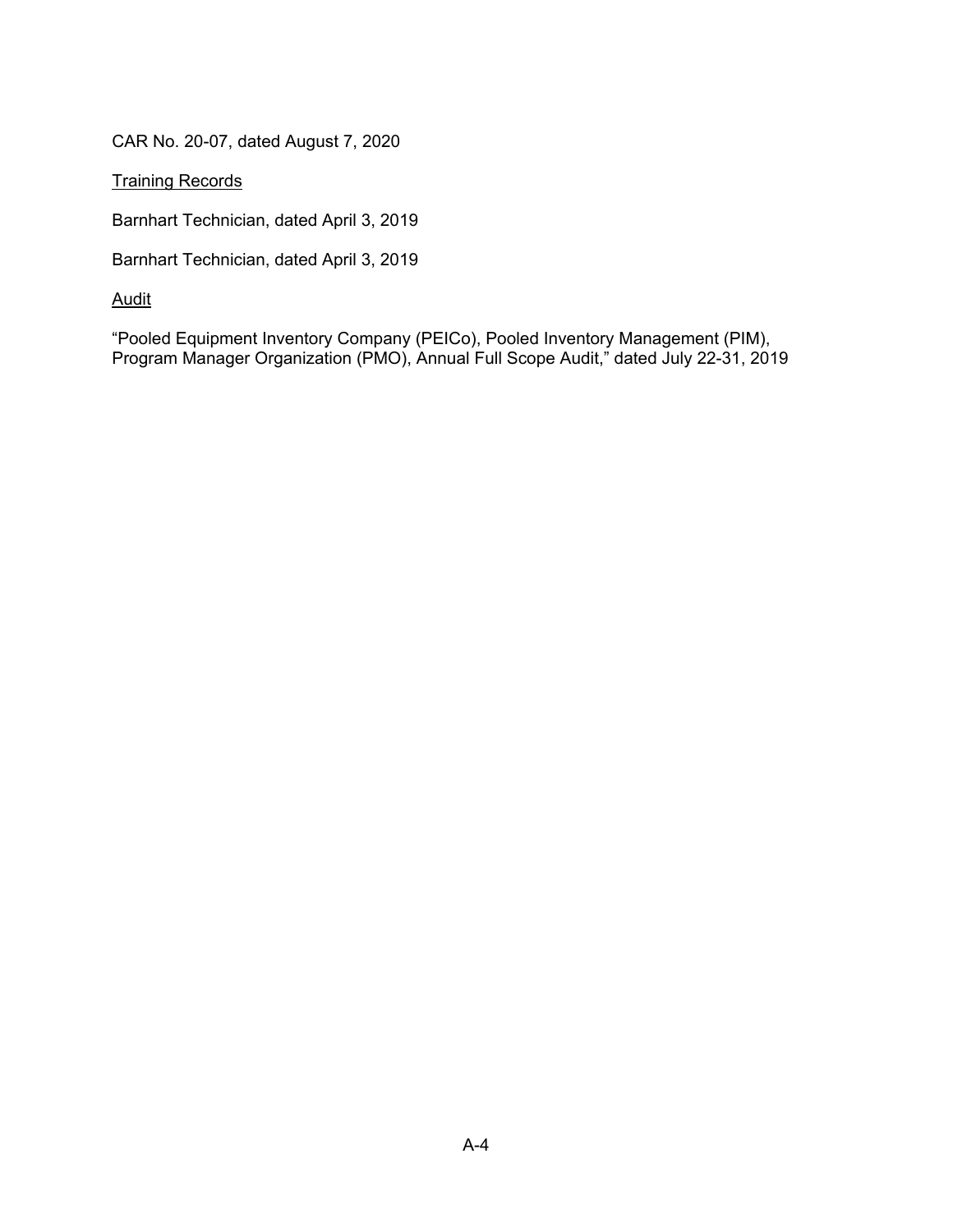CAR No. 20-07, dated August 7, 2020

<u>Training Records</u>

Barnhart Technician, dated April 3, 2019

Barnhart Technician, dated April 3, 2019

<u>Audit</u>

"Pooled Equipment Inventory Company (PEICo), Pooled Inventory Management (PIM), Program Manager Organization (PMO), Annual Full Scope Audit," dated July 22-31, 2019